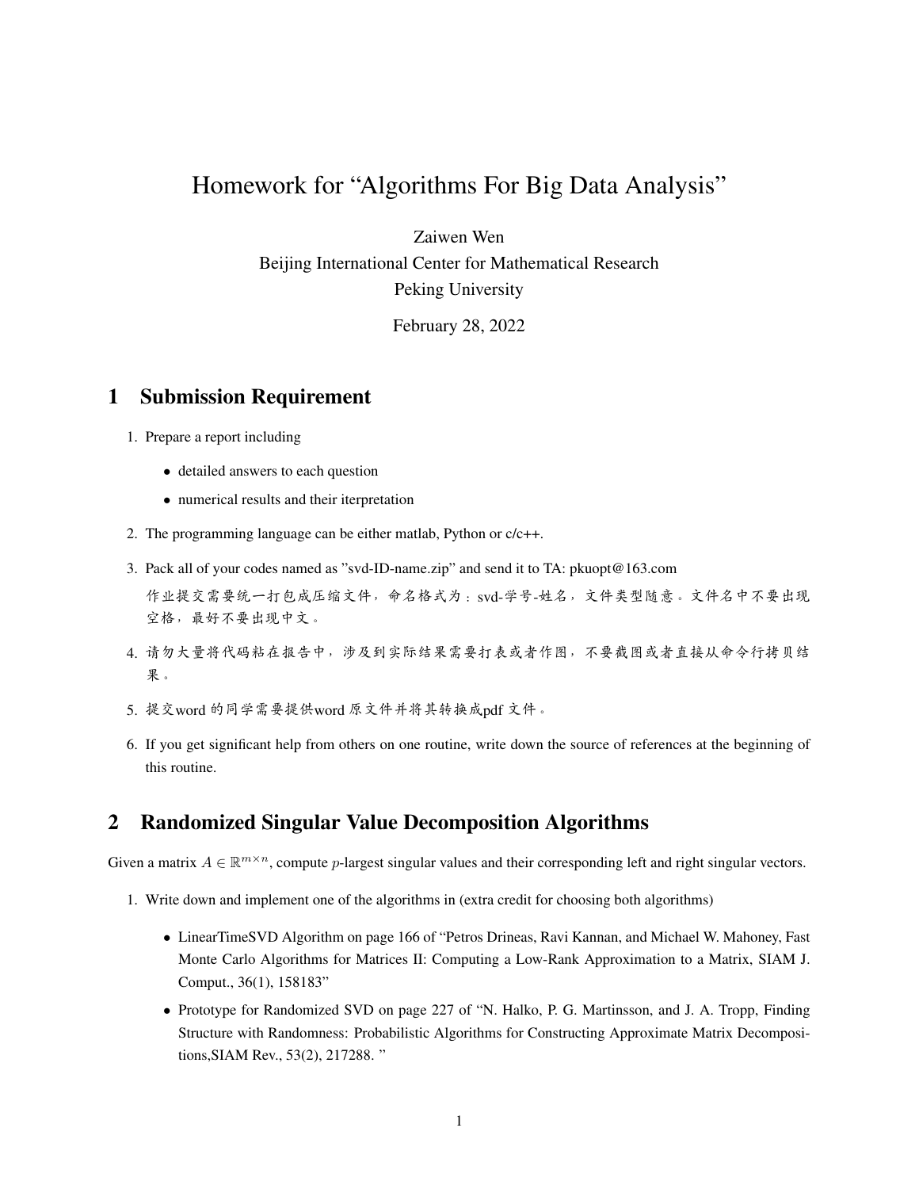# Homework for "Algorithms For Big Data Analysis"

Zaiwen Wen

Beijing International Center for Mathematical Research

Peking University

February 28, 2022

## 1 Submission Requirement

1. Prepare a report including
   - detailed answers to each question
   - numerical results and their iterpretation
2. The programming language can be either matlab, Python or c/c++.
3. Pack all of your codes named as "svd-ID-name.zip" and send it to TA: pkuopt@163.com

   作业提交需要统一打包成压缩文件，命名格式为：svd-学号-姓名，文件类型随意。文件名中不要出现空格，最好不要出现中文。
4. 请勿大量将代码粘在报告中，涉及到实际结果需要打表或者作图，不要截图或者直接从命令行拷贝结果。
5. 提交word 的同学需要提供word 原文件并将其转换成pdf 文件。
6. If you get significant help from others on one routine, write down the source of references at the beginning of this routine.

## 2 Randomized Singular Value Decomposition Algorithms

Given a matrix $A \in \mathbb{R}^{m \times n}$, compute $p$-largest singular values and their corresponding left and right singular vectors.

1. Write down and implement one of the algorithms in (extra credit for choosing both algorithms)
   - LinearTimeSVD Algorithm on page 166 of "Petros Drineas, Ravi Kannan, and Michael W. Mahoney, Fast Monte Carlo Algorithms for Matrices II: Computing a Low-Rank Approximation to a Matrix, SIAM J. Comput., 36(1), 158183"
   - Prototype for Randomized SVD on page 227 of "N. Halko, P. G. Martinsson, and J. A. Tropp, Finding Structure with Randomness: Probabilistic Algorithms for Constructing Approximate Matrix Decompositions,SIAM Rev., 53(2), 217288. "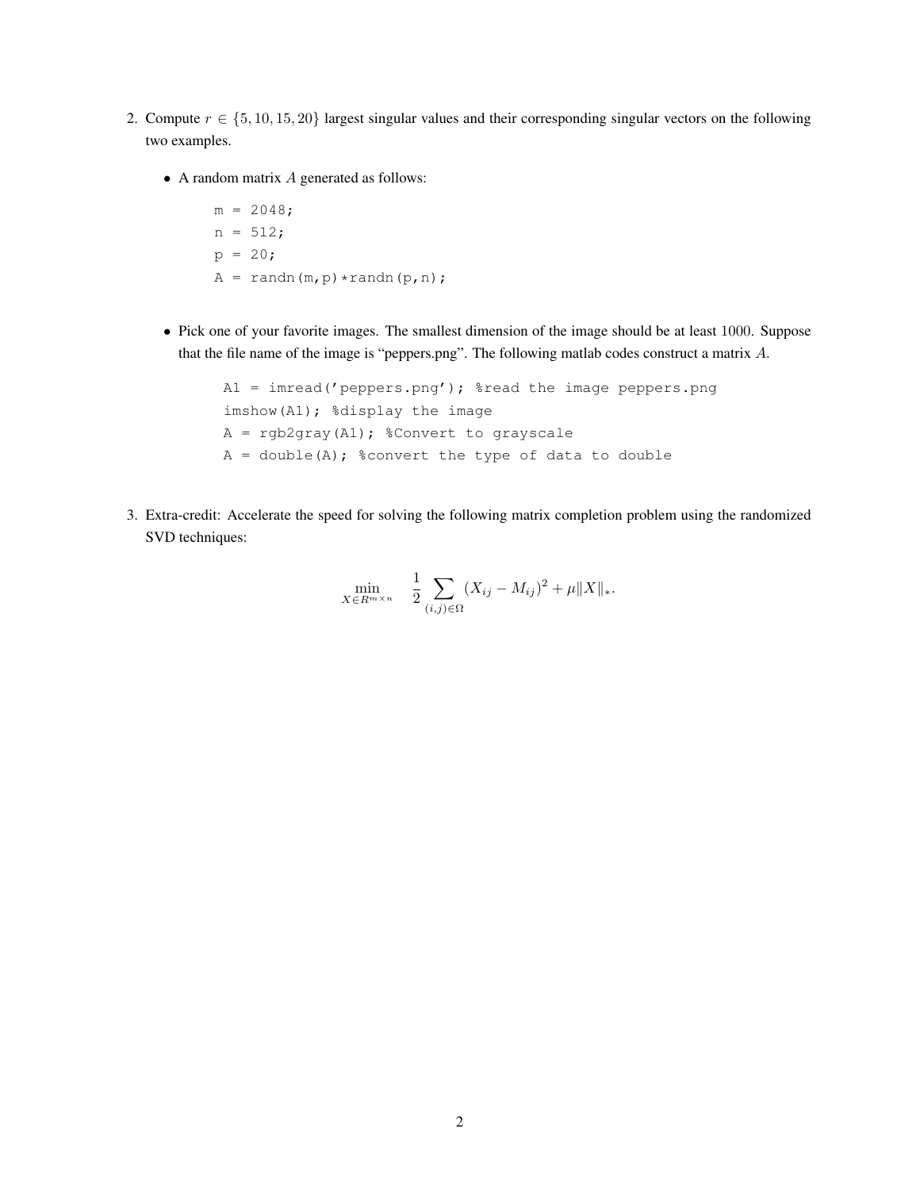2. Compute $r \in \{5, 10, 15, 20\}$ largest singular values and their corresponding singular vectors on the following two examples.

   - A random matrix $A$ generated as follows:

     ```
     m = 2048;
     n = 512;
     p = 20;
     A = randn(m,p)*randn(p,n);
     ```

   - Pick one of your favorite images. The smallest dimension of the image should be at least 1000. Suppose that the file name of the image is "peppers.png". The following matlab codes construct a matrix $A$.

     ```
     A1 = imread('peppers.png'); %read the image peppers.png
     imshow(A1); %display the image
     A = rgb2gray(A1); %Convert to grayscale
     A = double(A); %convert the type of data to double
     ```

3. Extra-credit: Accelerate the speed for solving the following matrix completion problem using the randomized SVD techniques:

$$\min_{X \in R^{m \times n}} \quad \frac{1}{2} \sum_{(i,j) \in \Omega} (X_{ij} - M_{ij})^2 + \mu \|X\|_*.$$